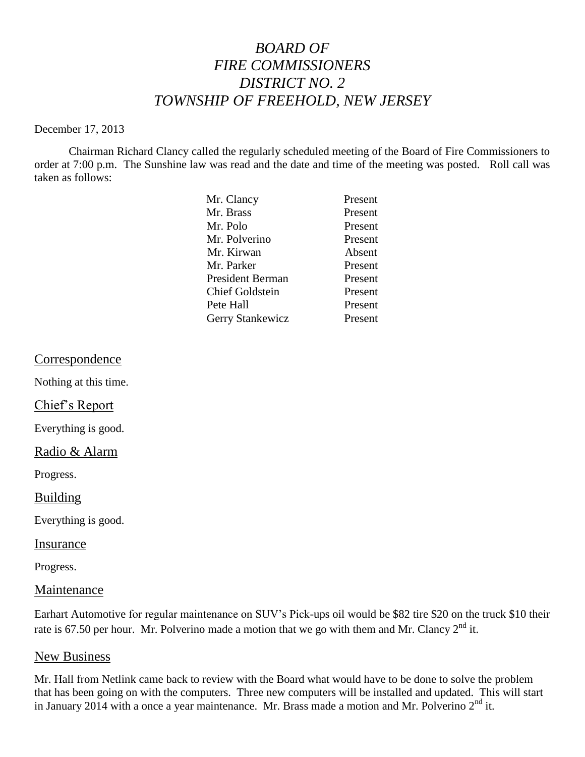# *BOARD OF FIRE COMMISSIONERS DISTRICT NO. 2 TOWNSHIP OF FREEHOLD, NEW JERSEY*

December 17, 2013

Chairman Richard Clancy called the regularly scheduled meeting of the Board of Fire Commissioners to order at 7:00 p.m. The Sunshine law was read and the date and time of the meeting was posted. Roll call was taken as follows:

| | |
|---|---|
| Mr. Clancy | Present |
| Mr. Brass | Present |
| Mr. Polo | Present |
| Mr. Polverino | Present |
| Mr. Kirwan | Absent |
| Mr. Parker | Present |
| President Berman | Present |
| Chief Goldstein | Present |
| Pete Hall | Present |
| Gerry Stankewicz | Present |

## Correspondence

Nothing at this time.

## Chief's Report

Everything is good.

## Radio & Alarm

Progress.

## Building

Everything is good.

## Insurance

Progress.

## Maintenance

Earhart Automotive for regular maintenance on SUV's Pick-ups oil would be $82 tire $20 on the truck $10 their rate is 67.50 per hour. Mr. Polverino made a motion that we go with them and Mr. Clancy 2nd it.

## New Business

Mr. Hall from Netlink came back to review with the Board what would have to be done to solve the problem that has been going on with the computers. Three new computers will be installed and updated. This will start in January 2014 with a once a year maintenance. Mr. Brass made a motion and Mr. Polverino 2nd it.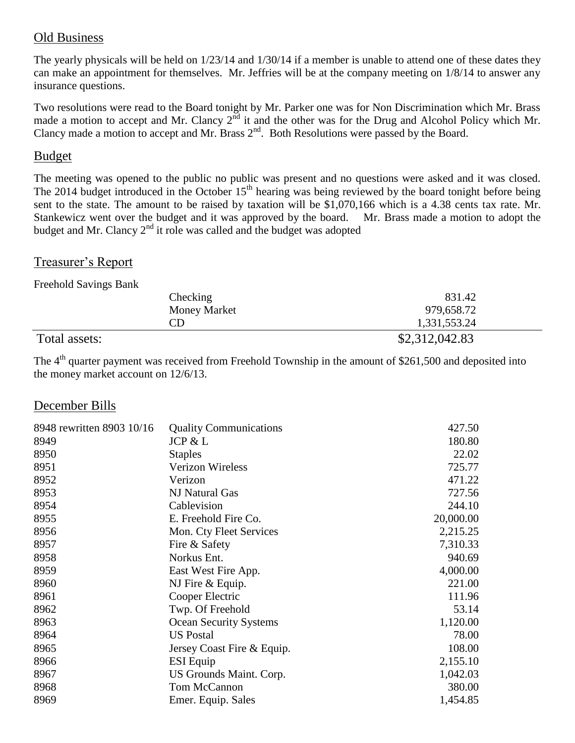## Old Business

The yearly physicals will be held on 1/23/14 and 1/30/14 if a member is unable to attend one of these dates they can make an appointment for themselves. Mr. Jeffries will be at the company meeting on 1/8/14 to answer any insurance questions.

Two resolutions were read to the Board tonight by Mr. Parker one was for Non Discrimination which Mr. Brass made a motion to accept and Mr. Clancy 2nd it and the other was for the Drug and Alcohol Policy which Mr. Clancy made a motion to accept and Mr. Brass 2nd. Both Resolutions were passed by the Board.

## Budget

The meeting was opened to the public no public was present and no questions were asked and it was closed. The 2014 budget introduced in the October 15th hearing was being reviewed by the board tonight before being sent to the state. The amount to be raised by taxation will be $1,070,166 which is a 4.38 cents tax rate. Mr. Stankewicz went over the budget and it was approved by the board. Mr. Brass made a motion to adopt the budget and Mr. Clancy 2nd it role was called and the budget was adopted

## Treasurer's Report

Freehold Savings Bank

| | | |
|---|---|---|
| | Checking | 831.42 |
| | Money Market | 979,658.72 |
| | CD | 1,331,553.24 |
| Total assets: | | $2,312,042.83 |

The 4th quarter payment was received from Freehold Township in the amount of $261,500 and deposited into the money market account on 12/6/13.

## December Bills

| | | |
|---|---|---|
| 8948 rewritten 8903 10/16 | Quality Communications | 427.50 |
| 8949 | JCP & L | 180.80 |
| 8950 | Staples | 22.02 |
| 8951 | Verizon Wireless | 725.77 |
| 8952 | Verizon | 471.22 |
| 8953 | NJ Natural Gas | 727.56 |
| 8954 | Cablevision | 244.10 |
| 8955 | E. Freehold Fire Co. | 20,000.00 |
| 8956 | Mon. Cty Fleet Services | 2,215.25 |
| 8957 | Fire & Safety | 7,310.33 |
| 8958 | Norkus Ent. | 940.69 |
| 8959 | East West Fire App. | 4,000.00 |
| 8960 | NJ Fire & Equip. | 221.00 |
| 8961 | Cooper Electric | 111.96 |
| 8962 | Twp. Of Freehold | 53.14 |
| 8963 | Ocean Security Systems | 1,120.00 |
| 8964 | US Postal | 78.00 |
| 8965 | Jersey Coast Fire & Equip. | 108.00 |
| 8966 | ESI Equip | 2,155.10 |
| 8967 | US Grounds Maint. Corp. | 1,042.03 |
| 8968 | Tom McCannon | 380.00 |
| 8969 | Emer. Equip. Sales | 1,454.85 |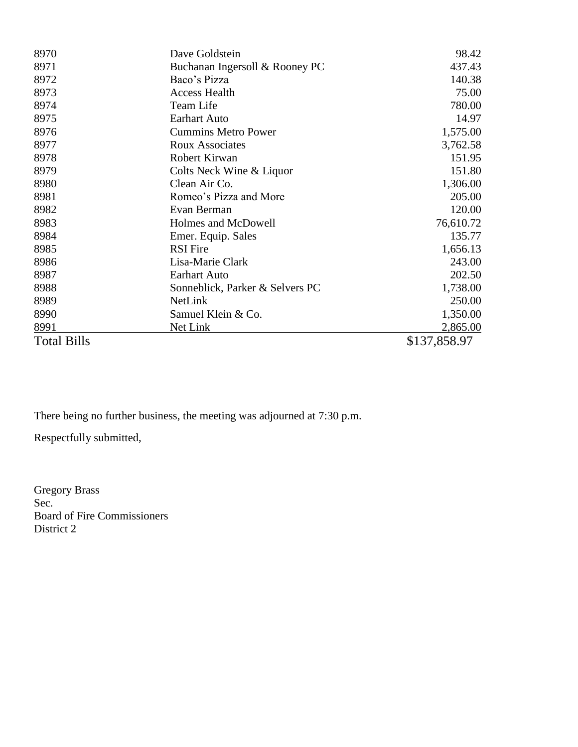| | | |
|---|---|---|
| 8970 | Dave Goldstein | 98.42 |
| 8971 | Buchanan Ingersoll & Rooney PC | 437.43 |
| 8972 | Baco's Pizza | 140.38 |
| 8973 | Access Health | 75.00 |
| 8974 | Team Life | 780.00 |
| 8975 | Earhart Auto | 14.97 |
| 8976 | Cummins Metro Power | 1,575.00 |
| 8977 | Roux Associates | 3,762.58 |
| 8978 | Robert Kirwan | 151.95 |
| 8979 | Colts Neck Wine & Liquor | 151.80 |
| 8980 | Clean Air Co. | 1,306.00 |
| 8981 | Romeo's Pizza and More | 205.00 |
| 8982 | Evan Berman | 120.00 |
| 8983 | Holmes and McDowell | 76,610.72 |
| 8984 | Emer. Equip. Sales | 135.77 |
| 8985 | RSI Fire | 1,656.13 |
| 8986 | Lisa-Marie Clark | 243.00 |
| 8987 | Earhart Auto | 202.50 |
| 8988 | Sonneblick, Parker & Selvers PC | 1,738.00 |
| 8989 | NetLink | 250.00 |
| 8990 | Samuel Klein & Co. | 1,350.00 |
| 8991 | Net Link | 2,865.00 |
| Total Bills | | $137,858.97 |

There being no further business, the meeting was adjourned at 7:30 p.m.

Respectfully submitted,

Gregory Brass
Sec.
Board of Fire Commissioners
District 2